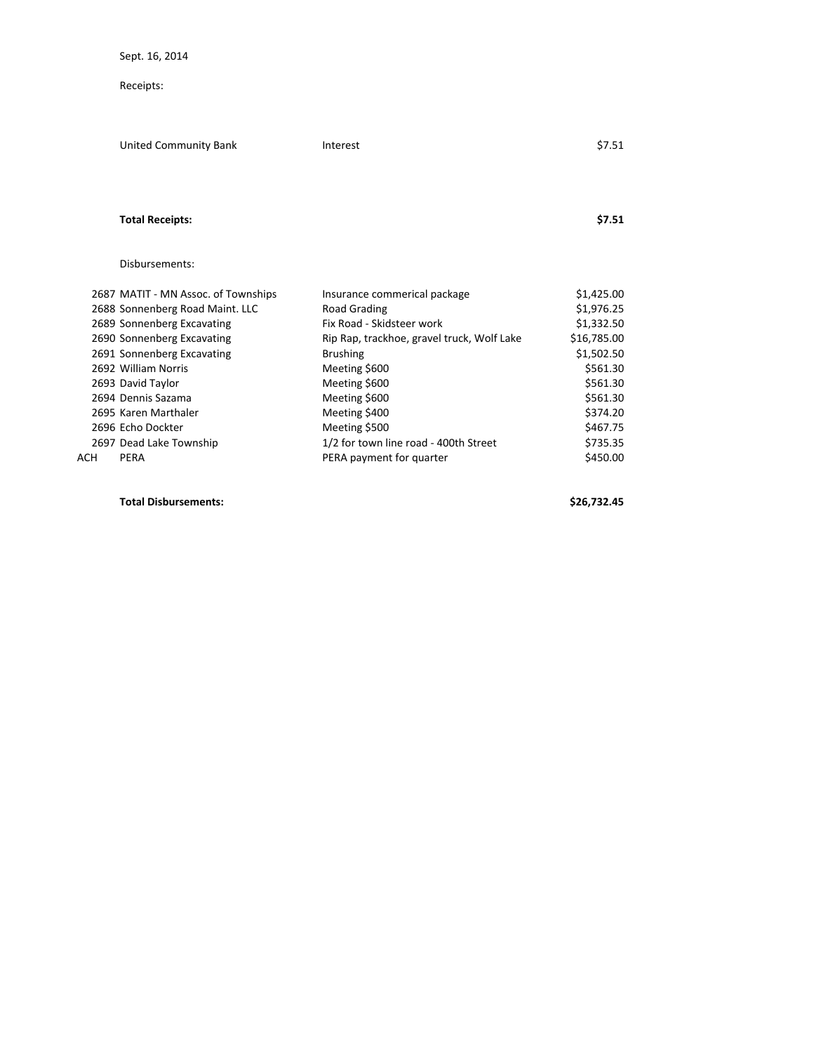Sept. 16, 2014

Receipts:

| | | |
|---|---|---|
| United Community Bank | Interest | $7.51 |
| **Total Receipts:** | | **$7.51** |

Disbursements:

| | | | |
|---|---|---|---|
| 2687 | MATIT - MN Assoc. of Townships | Insurance commerical package | $1,425.00 |
| 2688 | Sonnenberg Road Maint. LLC | Road Grading | $1,976.25 |
| 2689 | Sonnenberg Excavating | Fix Road - Skidsteer work | $1,332.50 |
| 2690 | Sonnenberg Excavating | Rip Rap, trackhoe, gravel truck, Wolf Lake | $16,785.00 |
| 2691 | Sonnenberg Excavating | Brushing | $1,502.50 |
| 2692 | William Norris | Meeting $600 | $561.30 |
| 2693 | David Taylor | Meeting $600 | $561.30 |
| 2694 | Dennis Sazama | Meeting $600 | $561.30 |
| 2695 | Karen Marthaler | Meeting $400 | $374.20 |
| 2696 | Echo Dockter | Meeting $500 | $467.75 |
| 2697 | Dead Lake Township | 1/2 for town line road - 400th Street | $735.35 |
| ACH | PERA | PERA payment for quarter | $450.00 |
| | **Total Disbursements:** | | **$26,732.45** |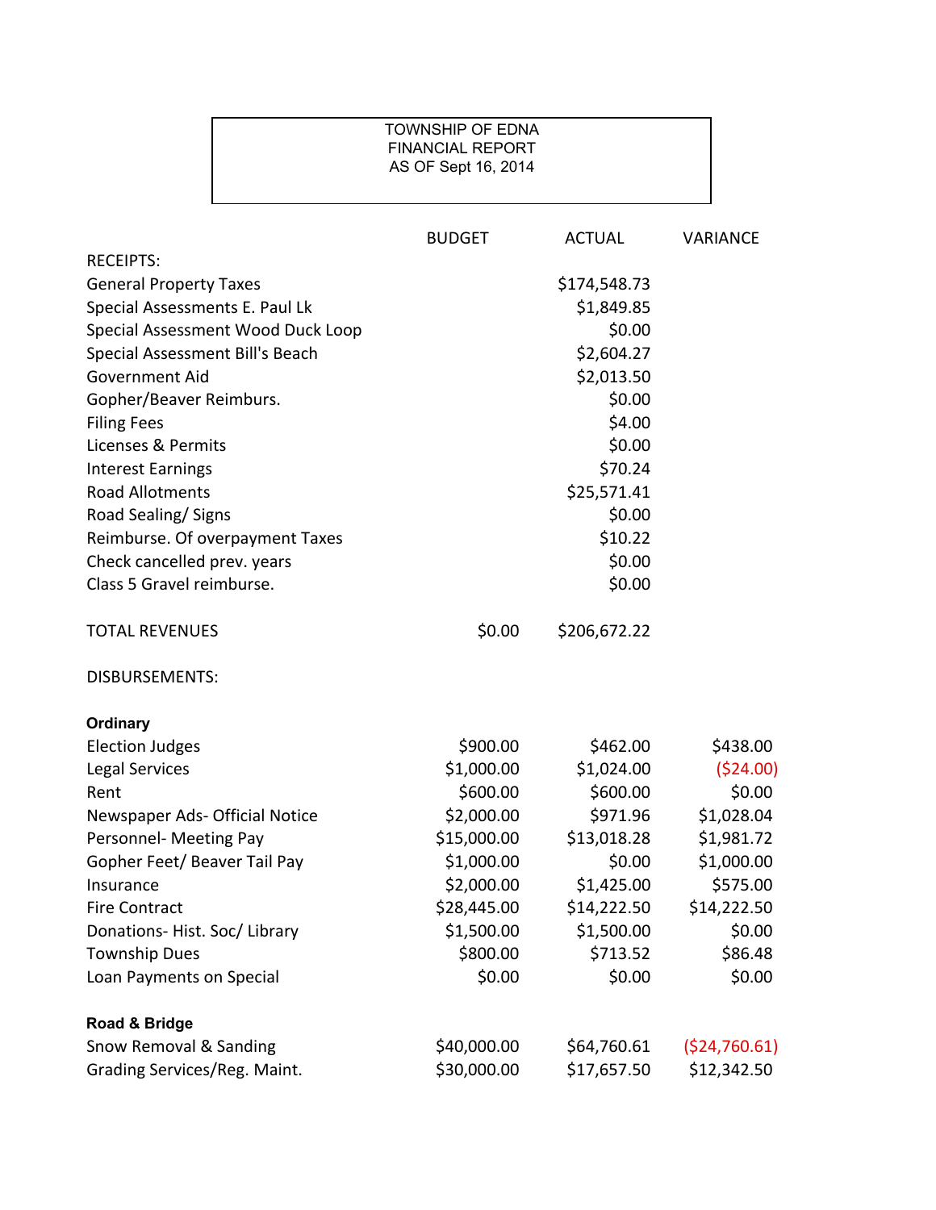TOWNSHIP OF EDNA
FINANCIAL REPORT
AS OF Sept 16, 2014

| | BUDGET | ACTUAL | VARIANCE |
|---|---|---|---|
| RECEIPTS: | | | |
| General Property Taxes | | $174,548.73 | |
| Special Assessments E. Paul Lk | | $1,849.85 | |
| Special Assessment Wood Duck Loop | | $0.00 | |
| Special Assessment Bill's Beach | | $2,604.27 | |
| Government Aid | | $2,013.50 | |
| Gopher/Beaver Reimburs. | | $0.00 | |
| Filing Fees | | $4.00 | |
| Licenses & Permits | | $0.00 | |
| Interest Earnings | | $70.24 | |
| Road Allotments | | $25,571.41 | |
| Road Sealing/ Signs | | $0.00 | |
| Reimburse. Of overpayment Taxes | | $10.22 | |
| Check cancelled prev. years | | $0.00 | |
| Class 5 Gravel reimburse. | | $0.00 | |
| TOTAL REVENUES | $0.00 | $206,672.22 | |
| DISBURSEMENTS: | | | |
| **Ordinary** | | | |
| Election Judges | $900.00 | $462.00 | $438.00 |
| Legal Services | $1,000.00 | $1,024.00 | ($24.00) |
| Rent | $600.00 | $600.00 | $0.00 |
| Newspaper Ads- Official Notice | $2,000.00 | $971.96 | $1,028.04 |
| Personnel- Meeting Pay | $15,000.00 | $13,018.28 | $1,981.72 |
| Gopher Feet/ Beaver Tail Pay | $1,000.00 | $0.00 | $1,000.00 |
| Insurance | $2,000.00 | $1,425.00 | $575.00 |
| Fire Contract | $28,445.00 | $14,222.50 | $14,222.50 |
| Donations- Hist. Soc/ Library | $1,500.00 | $1,500.00 | $0.00 |
| Township Dues | $800.00 | $713.52 | $86.48 |
| Loan Payments on Special | $0.00 | $0.00 | $0.00 |
| **Road & Bridge** | | | |
| Snow Removal & Sanding | $40,000.00 | $64,760.61 | ($24,760.61) |
| Grading Services/Reg. Maint. | $30,000.00 | $17,657.50 | $12,342.50 |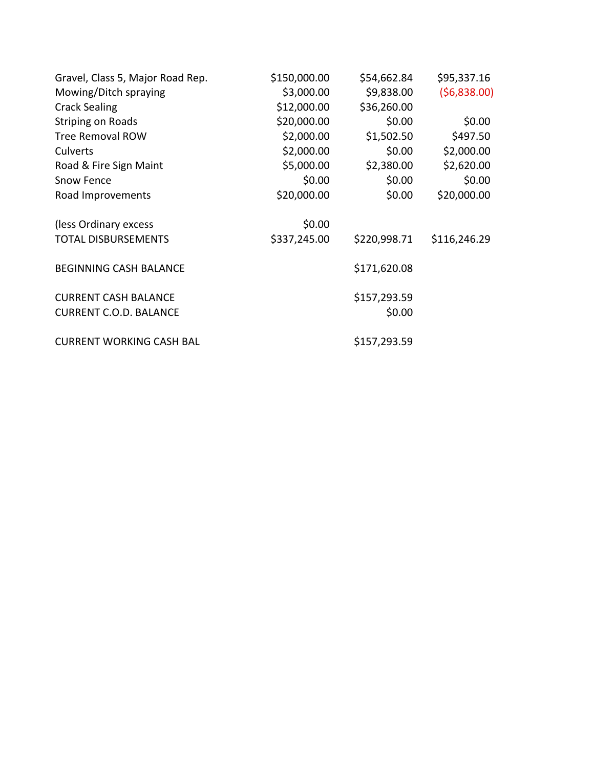| | | | |
|---|---|---|---|
| Gravel, Class 5, Major Road Rep. | $150,000.00 | $54,662.84 | $95,337.16 |
| Mowing/Ditch spraying | $3,000.00 | $9,838.00 | ($6,838.00) |
| Crack Sealing | $12,000.00 | $36,260.00 | |
| Striping on Roads | $20,000.00 | $0.00 | $0.00 |
| Tree Removal ROW | $2,000.00 | $1,502.50 | $497.50 |
| Culverts | $2,000.00 | $0.00 | $2,000.00 |
| Road & Fire Sign Maint | $5,000.00 | $2,380.00 | $2,620.00 |
| Snow Fence | $0.00 | $0.00 | $0.00 |
| Road Improvements | $20,000.00 | $0.00 | $20,000.00 |
| | | | |
| (less Ordinary excess | $0.00 | | |
| TOTAL DISBURSEMENTS | $337,245.00 | $220,998.71 | $116,246.29 |
| | | | |
| BEGINNING CASH BALANCE | | $171,620.08 | |
| | | | |
| CURRENT CASH BALANCE | | $157,293.59 | |
| CURRENT C.O.D. BALANCE | | $0.00 | |
| | | | |
| CURRENT WORKING CASH BAL | | $157,293.59 | |